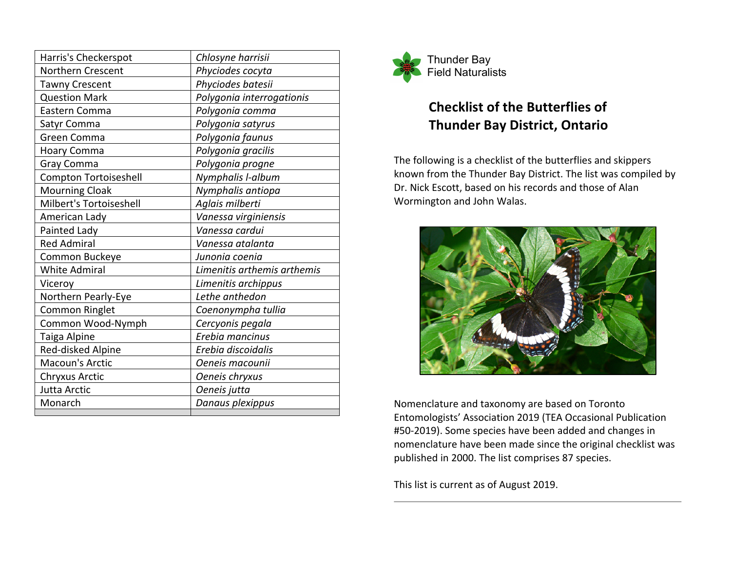| Harris's Checkerspot | *Chlosyne harrisii* |
|---|---|
| Northern Crescent | *Phyciodes cocyta* |
| Tawny Crescent | *Phyciodes batesii* |
| Question Mark | *Polygonia interrogationis* |
| Eastern Comma | *Polygonia comma* |
| Satyr Comma | *Polygonia satyrus* |
| Green Comma | *Polygonia faunus* |
| Hoary Comma | *Polygonia gracilis* |
| Gray Comma | *Polygonia progne* |
| Compton Tortoiseshell | *Nymphalis l-album* |
| Mourning Cloak | *Nymphalis antiopa* |
| Milbert's Tortoiseshell | *Aglais milberti* |
| American Lady | *Vanessa virginiensis* |
| Painted Lady | *Vanessa cardui* |
| Red Admiral | *Vanessa atalanta* |
| Common Buckeye | *Junonia coenia* |
| White Admiral | *Limenitis arthemis arthemis* |
| Viceroy | *Limenitis archippus* |
| Northern Pearly-Eye | *Lethe anthedon* |
| Common Ringlet | *Coenonympha tullia* |
| Common Wood-Nymph | *Cercyonis pegala* |
| Taiga Alpine | *Erebia mancinus* |
| Red-disked Alpine | *Erebia discoidalis* |
| Macoun's Arctic | *Oeneis macounii* |
| Chryxus Arctic | *Oeneis chryxus* |
| Jutta Arctic | *Oeneis jutta* |
| Monarch | *Danaus plexippus* |
| | |

Thunder Bay
Field Naturalists

## Checklist of the Butterflies of Thunder Bay District, Ontario

The following is a checklist of the butterflies and skippers known from the Thunder Bay District. The list was compiled by Dr. Nick Escott, based on his records and those of Alan Wormington and John Walas.

Nomenclature and taxonomy are based on Toronto Entomologists' Association 2019 (TEA Occasional Publication #50-2019). Some species have been added and changes in nomenclature have been made since the original checklist was published in 2000. The list comprises 87 species.

This list is current as of August 2019.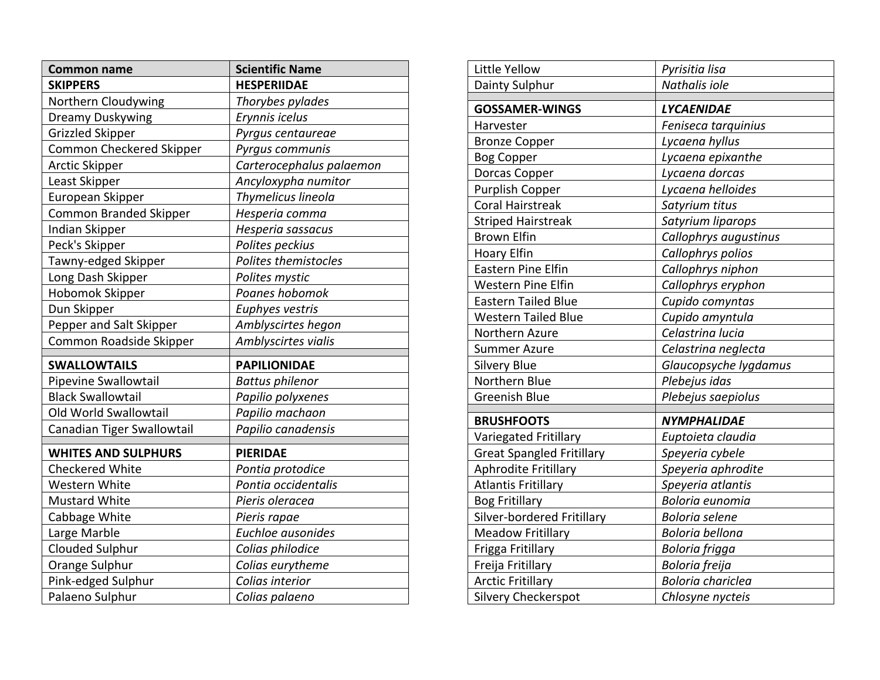| Common name | Scientific Name |
| --- | --- |
| **SKIPPERS** | **HESPERIIDAE** |
| Northern Cloudywing | *Thorybes pylades* |
| Dreamy Duskywing | *Erynnis icelus* |
| Grizzled Skipper | *Pyrgus centaureae* |
| Common Checkered Skipper | *Pyrgus communis* |
| Arctic Skipper | *Carterocephalus palaemon* |
| Least Skipper | *Ancyloxypha numitor* |
| European Skipper | *Thymelicus lineola* |
| Common Branded Skipper | *Hesperia comma* |
| Indian Skipper | *Hesperia sassacus* |
| Peck's Skipper | *Polites peckius* |
| Tawny-edged Skipper | *Polites themistocles* |
| Long Dash Skipper | *Polites mystic* |
| Hobomok Skipper | *Poanes hobomok* |
| Dun Skipper | *Euphyes vestris* |
| Pepper and Salt Skipper | *Amblyscirtes hegon* |
| Common Roadside Skipper | *Amblyscirtes vialis* |
| | |
| **SWALLOWTAILS** | **PAPILIONIDAE** |
| Pipevine Swallowtail | *Battus philenor* |
| Black Swallowtail | *Papilio polyxenes* |
| Old World Swallowtail | *Papilio machaon* |
| Canadian Tiger Swallowtail | *Papilio canadensis* |
| | |
| **WHITES AND SULPHURS** | **PIERIDAE** |
| Checkered White | *Pontia protodice* |
| Western White | *Pontia occidentalis* |
| Mustard White | *Pieris oleracea* |
| Cabbage White | *Pieris rapae* |
| Large Marble | *Euchloe ausonides* |
| Clouded Sulphur | *Colias philodice* |
| Orange Sulphur | *Colias eurytheme* |
| Pink-edged Sulphur | *Colias interior* |
| Palaeno Sulphur | *Colias palaeno* |
| Little Yellow | *Pyrisitia lisa* |
| Dainty Sulphur | *Nathalis iole* |
| | |
| **GOSSAMER-WINGS** | ***LYCAENIDAE*** |
| Harvester | *Feniseca tarquinius* |
| Bronze Copper | *Lycaena hyllus* |
| Bog Copper | *Lycaena epixanthe* |
| Dorcas Copper | *Lycaena dorcas* |
| Purplish Copper | *Lycaena helloides* |
| Coral Hairstreak | *Satyrium titus* |
| Striped Hairstreak | *Satyrium liparops* |
| Brown Elfin | *Callophrys augustinus* |
| Hoary Elfin | *Callophrys polios* |
| Eastern Pine Elfin | *Callophrys niphon* |
| Western Pine Elfin | *Callophrys eryphon* |
| Eastern Tailed Blue | *Cupido comyntas* |
| Western Tailed Blue | *Cupido amyntula* |
| Northern Azure | *Celastrina lucia* |
| Summer Azure | *Celastrina neglecta* |
| Silvery Blue | *Glaucopsyche lygdamus* |
| Northern Blue | *Plebejus idas* |
| Greenish Blue | *Plebejus saepiolus* |
| | |
| **BRUSHFOOTS** | ***NYMPHALIDAE*** |
| Variegated Fritillary | *Euptoieta claudia* |
| Great Spangled Fritillary | *Speyeria cybele* |
| Aphrodite Fritillary | *Speyeria aphrodite* |
| Atlantis Fritillary | *Speyeria atlantis* |
| Bog Fritillary | *Boloria eunomia* |
| Silver-bordered Fritillary | *Boloria selene* |
| Meadow Fritillary | *Boloria bellona* |
| Frigga Fritillary | *Boloria frigga* |
| Freija Fritillary | *Boloria freija* |
| Arctic Fritillary | *Boloria chariclea* |
| Silvery Checkerspot | *Chlosyne nycteis* |